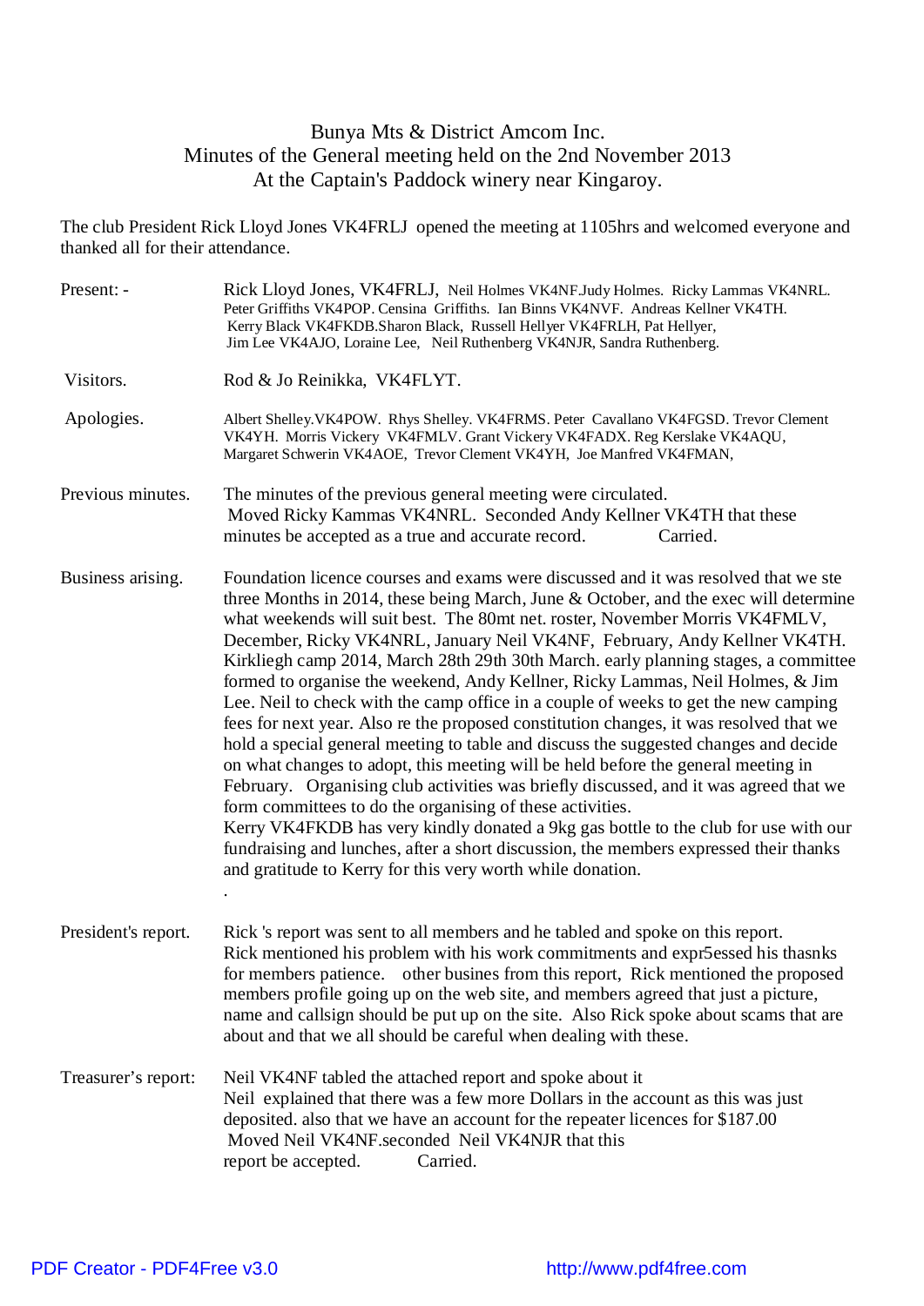# Bunya Mts & District Amcom Inc.
## Minutes of the General meeting held on the 2nd November 2013
## At the Captain's Paddock winery near Kingaroy.

The club President Rick Lloyd Jones VK4FRLJ opened the meeting at 1105hrs and welcomed everyone and thanked all for their attendance.

**Present: -** Rick Lloyd Jones, VK4FRLJ, Neil Holmes VK4NF.Judy Holmes. Ricky Lammas VK4NRL. Peter Griffiths VK4POP. Censina Griffiths. Ian Binns VK4NVF. Andreas Kellner VK4TH. Kerry Black VK4FKDB.Sharon Black, Russell Hellyer VK4FRLH, Pat Hellyer, Jim Lee VK4AJO, Loraine Lee, Neil Ruthenberg VK4NJR, Sandra Ruthenberg.

**Visitors.** Rod & Jo Reinikka, VK4FLYT.

**Apologies.** Albert Shelley.VK4POW. Rhys Shelley. VK4FRMS. Peter Cavallano VK4FGSD. Trevor Clement VK4YH. Morris Vickery VK4FMLV. Grant Vickery VK4FADX. Reg Kerslake VK4AQU, Margaret Schwerin VK4AOE, Trevor Clement VK4YH, Joe Manfred VK4FMAN,

**Previous minutes.** The minutes of the previous general meeting were circulated. Moved Ricky Kammas VK4NRL. Seconded Andy Kellner VK4TH that these minutes be accepted as a true and accurate record. Carried.

**Business arising.** Foundation licence courses and exams were discussed and it was resolved that we ste three Months in 2014, these being March, June & October, and the exec will determine what weekends will suit best. The 80mt net. roster, November Morris VK4FMLV, December, Ricky VK4NRL, January Neil VK4NF, February, Andy Kellner VK4TH. Kirkliegh camp 2014, March 28th 29th 30th March. early planning stages, a committee formed to organise the weekend, Andy Kellner, Ricky Lammas, Neil Holmes, & Jim Lee. Neil to check with the camp office in a couple of weeks to get the new camping fees for next year. Also re the proposed constitution changes, it was resolved that we hold a special general meeting to table and discuss the suggested changes and decide on what changes to adopt, this meeting will be held before the general meeting in February. Organising club activities was briefly discussed, and it was agreed that we form committees to do the organising of these activities.
Kerry VK4FKDB has very kindly donated a 9kg gas bottle to the club for use with our fundraising and lunches, after a short discussion, the members expressed their thanks and gratitude to Kerry for this very worth while donation.
.

**President's report.** Rick 's report was sent to all members and he tabled and spoke on this report. Rick mentioned his problem with his work commitments and expr5essed his thasnks for members patience. other busines from this report, Rick mentioned the proposed members profile going up on the web site, and members agreed that just a picture, name and callsign should be put up on the site. Also Rick spoke about scams that are about and that we all should be careful when dealing with these.

**Treasurer's report:** Neil VK4NF tabled the attached report and spoke about it
Neil explained that there was a few more Dollars in the account as this was just deposited. also that we have an account for the repeater licences for $187.00
Moved Neil VK4NF.seconded Neil VK4NJR that this report be accepted. Carried.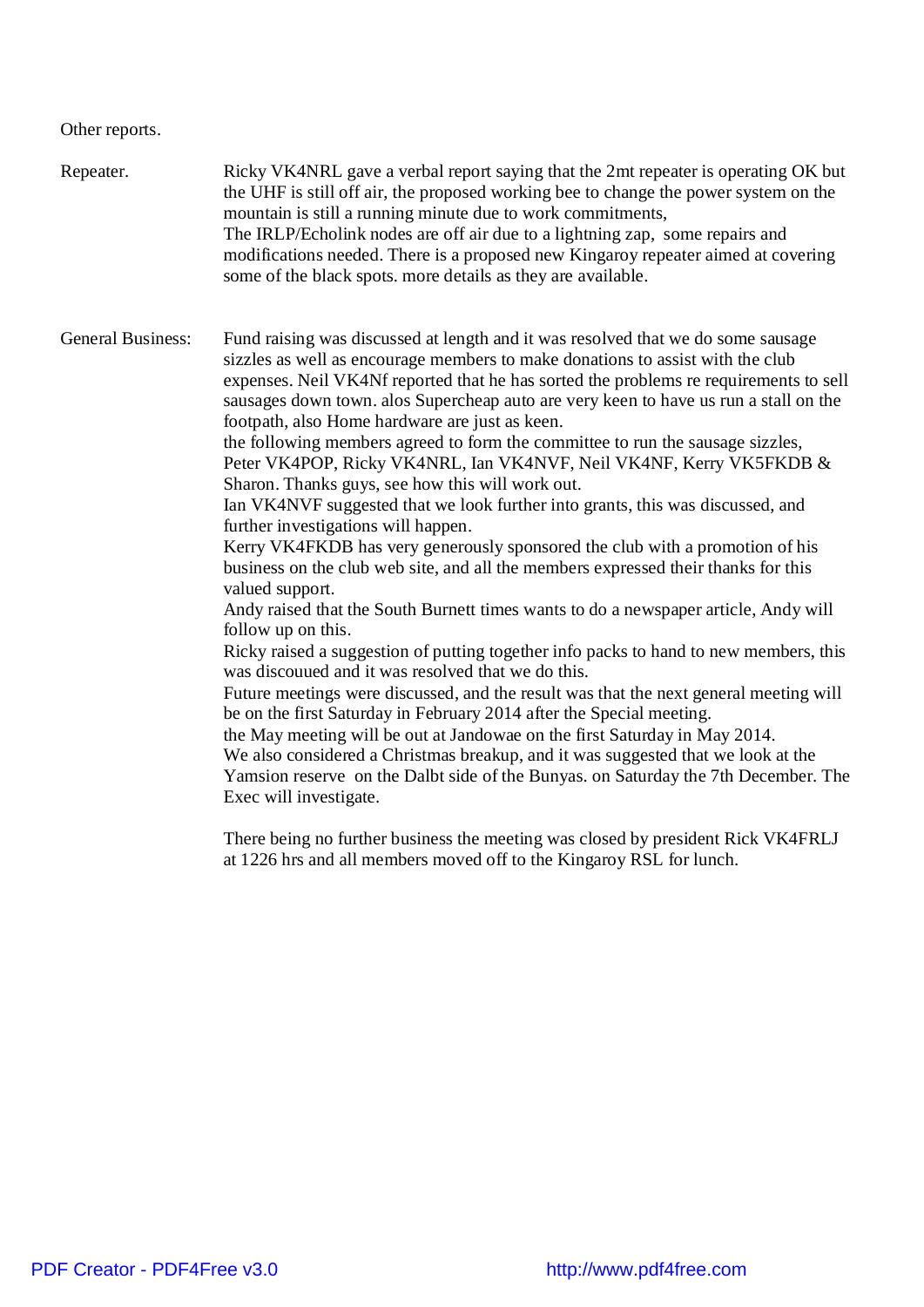Other reports.

Repeater.

Ricky VK4NRL gave a verbal report saying that the 2mt repeater is operating OK but the UHF is still off air, the proposed working bee to change the power system on the mountain is still a running minute due to work commitments,
The IRLP/Echolink nodes are off air due to a lightning zap, some repairs and modifications needed. There is a proposed new Kingaroy repeater aimed at covering some of the black spots. more details as they are available.

General Business:

Fund raising was discussed at length and it was resolved that we do some sausage sizzles as well as encourage members to make donations to assist with the club expenses. Neil VK4Nf reported that he has sorted the problems re requirements to sell sausages down town. alos Supercheap auto are very keen to have us run a stall on the footpath, also Home hardware are just as keen.
the following members agreed to form the committee to run the sausage sizzles, Peter VK4POP, Ricky VK4NRL, Ian VK4NVF, Neil VK4NF, Kerry VK5FKDB & Sharon. Thanks guys, see how this will work out.
Ian VK4NVF suggested that we look further into grants, this was discussed, and further investigations will happen.
Kerry VK4FKDB has very generously sponsored the club with a promotion of his business on the club web site, and all the members expressed their thanks for this valued support.
Andy raised that the South Burnett times wants to do a newspaper article, Andy will follow up on this.
Ricky raised a suggestion of putting together info packs to hand to new members, this was discouued and it was resolved that we do this.
Future meetings were discussed, and the result was that the next general meeting will be on the first Saturday in February 2014 after the Special meeting.
the May meeting will be out at Jandowae on the first Saturday in May 2014.
We also considered a Christmas breakup, and it was suggested that we look at the Yamsion reserve on the Dalbt side of the Bunyas. on Saturday the 7th December. The Exec will investigate.

There being no further business the meeting was closed by president Rick VK4FRLJ at 1226 hrs and all members moved off to the Kingaroy RSL for lunch.